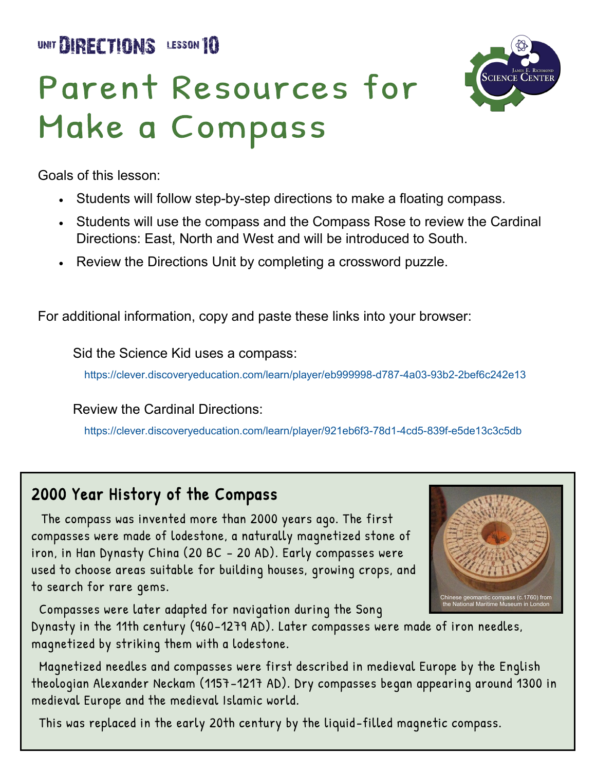UNIT **DIRECTIONS** LESSON **10**

# Parent Resources for Make a Compass

Goals of this lesson:

- Students will follow step-by-step directions to make a floating compass.
- Students will use the compass and the Compass Rose to review the Cardinal Directions: East, North and West and will be introduced to South.
- Review the Directions Unit by completing a crossword puzzle.

For additional information, copy and paste these links into your browser:

Sid the Science Kid uses a compass:

https://clever.discoveryeducation.com/learn/player/eb999998-d787-4a03-93b2-2bef6c242e13

Review the Cardinal Directions:

https://clever.discoveryeducation.com/learn/player/921eb6f3-78d1-4cd5-839f-e5de13c3c5db

## 2000 Year History of the Compass

The compass was invented more than 2000 years ago. The first compasses were made of lodestone, a naturally magnetized stone of iron, in Han Dynasty China (20 BC - 20 AD). Early compasses were used to choose areas suitable for building houses, growing crops, and to search for rare gems.

Chinese geomantic compass (c.1760) from the National Maritime Museum in London

Compasses were later adapted for navigation during the Song Dynasty in the 11th century (960-1279 AD). Later compasses were made of iron needles, magnetized by striking them with a lodestone.

Magnetized needles and compasses were first described in medieval Europe by the English theologian Alexander Neckam (1157-1217 AD). Dry compasses began appearing around 1300 in medieval Europe and the medieval Islamic world.

This was replaced in the early 20th century by the liquid-filled magnetic compass.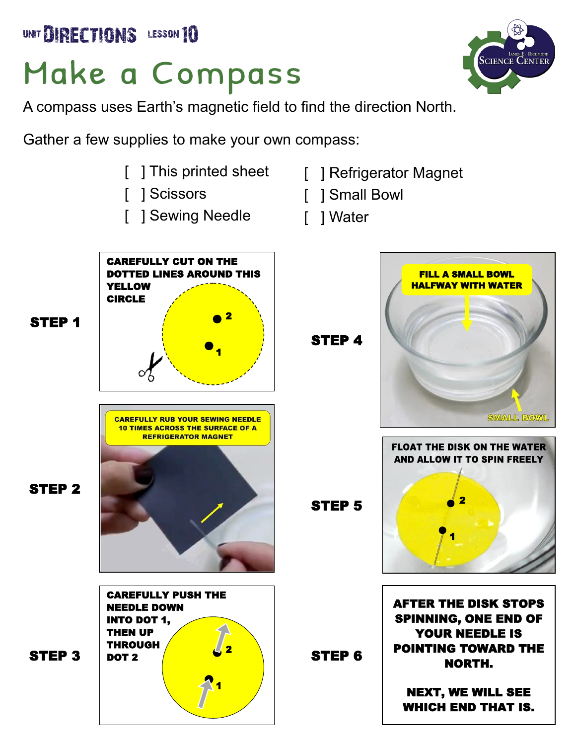UNIT **DIRECTIONS** LESSON **10**

# Make a Compass

A compass uses Earth's magnetic field to find the direction North.

Gather a few supplies to make your own compass:

- [ ] This printed sheet
- [ ] Scissors
- [ ] Sewing Needle
- [ ] Refrigerator Magnet
- [ ] Small Bowl
- [ ] Water

**STEP 1**

**CAREFULLY CUT ON THE DOTTED LINES AROUND THIS YELLOW CIRCLE**

2

1

**STEP 2**

**CAREFULLY RUB YOUR SEWING NEEDLE 10 TIMES ACROSS THE SURFACE OF A REFRIGERATOR MAGNET**

**STEP 3**

**CAREFULLY PUSH THE NEEDLE DOWN INTO DOT 1, THEN UP THROUGH DOT 2**

2

1

**STEP 4**

**FILL A SMALL BOWL HALFWAY WITH WATER**

SMALL BOWL

**STEP 5**

**FLOAT THE DISK ON THE WATER AND ALLOW IT TO SPIN FREELY**

2

1

**STEP 6**

**AFTER THE DISK STOPS SPINNING, ONE END OF YOUR NEEDLE IS POINTING TOWARD THE NORTH.**

**NEXT, WE WILL SEE WHICH END THAT IS.**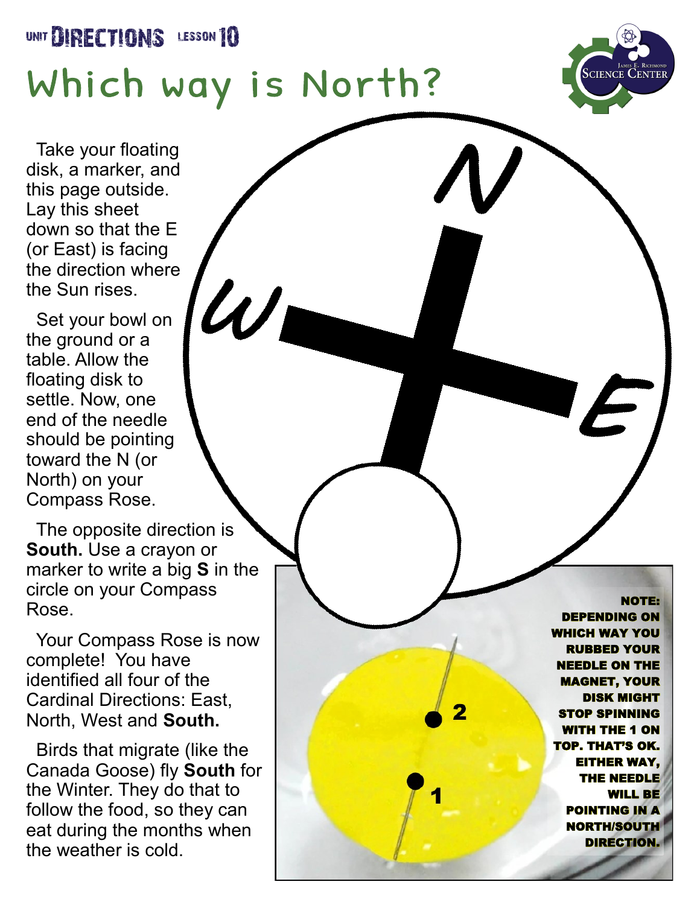UNIT **DIRECTIONS** LESSON **10**

# Which way is North?

Take your floating disk, a marker, and this page outside. Lay this sheet down so that the E (or East) is facing the direction where the Sun rises.

Set your bowl on the ground or a table. Allow the floating disk to settle. Now, one end of the needle should be pointing toward the N (or North) on your Compass Rose.

The opposite direction is **South.** Use a crayon or marker to write a big **S** in the circle on your Compass Rose.

Your Compass Rose is now complete! You have identified all four of the Cardinal Directions: East, North, West and **South.**

Birds that migrate (like the Canada Goose) fly **South** for the Winter. They do that to follow the food, so they can eat during the months when the weather is cold.

N

W

E

2

1

**NOTE: DEPENDING ON WHICH WAY YOU RUBBED YOUR NEEDLE ON THE MAGNET, YOUR DISK MIGHT STOP SPINNING WITH THE 1 ON TOP. THAT'S OK. EITHER WAY, THE NEEDLE WILL BE POINTING IN A NORTH/SOUTH DIRECTION.**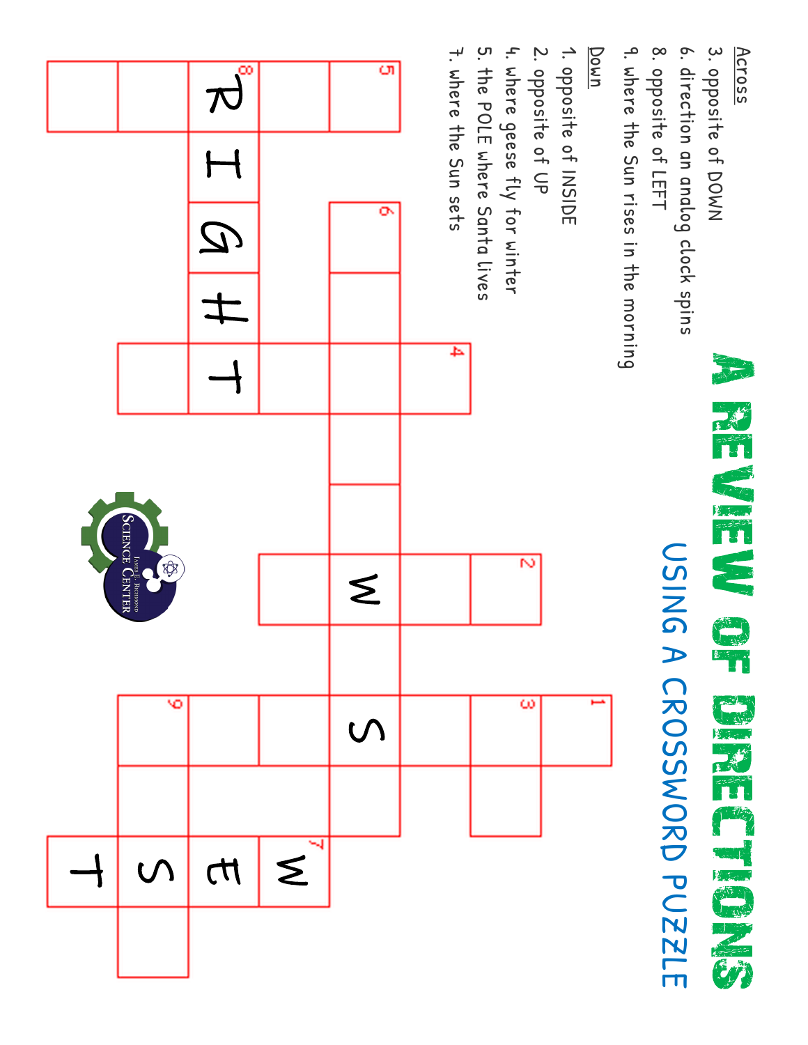# A REVIEW OF DIRECTIONS

## USING A CROSSWORD PUZZLE

**Across**

3. opposite of DOWN
6. direction an analog clock spins
8. opposite of LEFT
9. where the Sun rises in the morning

**Down**

1. opposite of INSIDE
2. opposite of UP
4. where geese fly for winter
5. the POLE where Santa lives
7. where the Sun sets

8 RIGHT

7 WEST

W

S

James E. Richmond Science Center